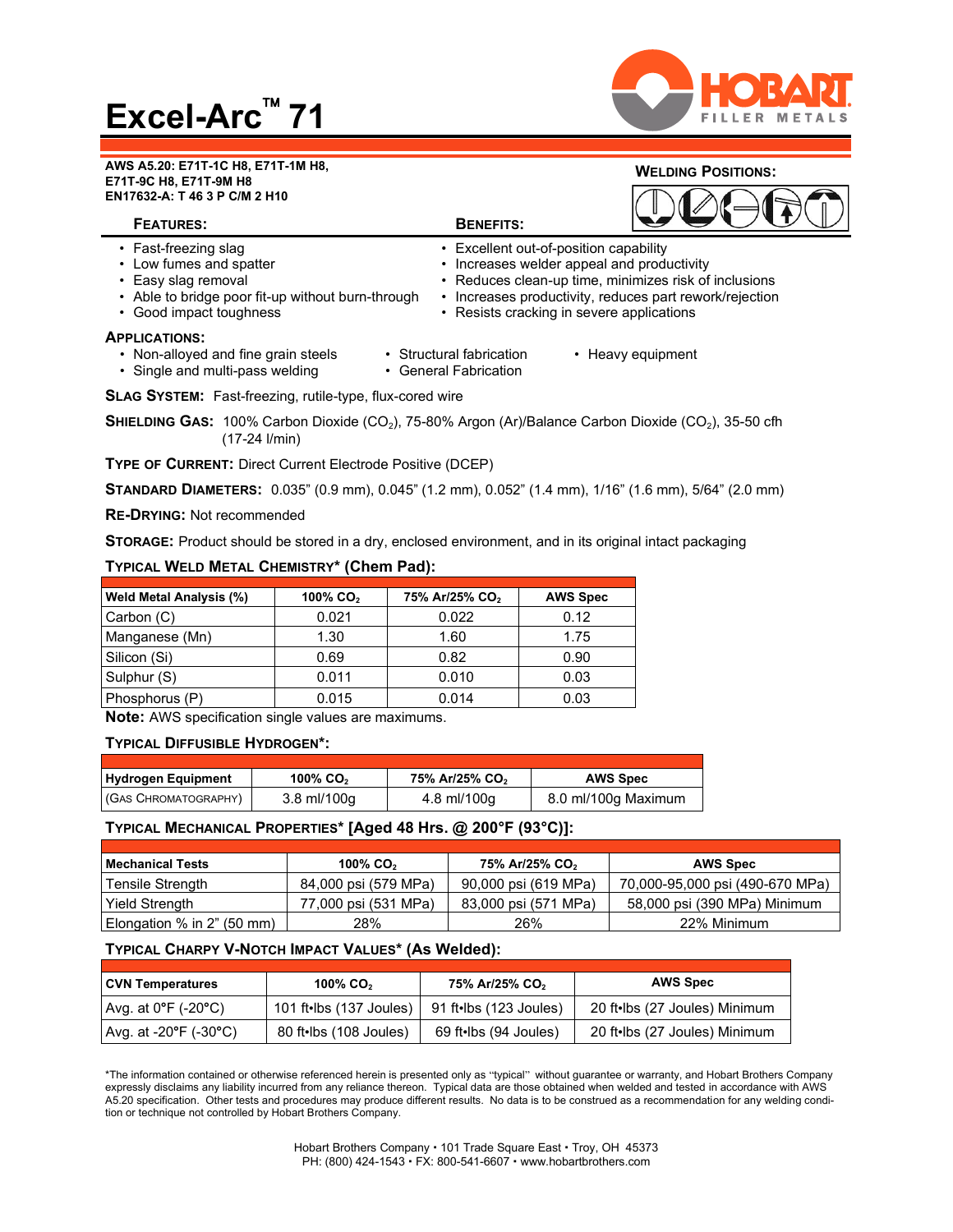# Excel-Arc™ 71

**AWS A5.20: E71T-1C H8, E71T-1M H8, E71T-9C H8, E71T-9M H8**
**EN17632-A: T 46 3 P C/M 2 H10**

**WELDING POSITIONS:**

**FEATURES:**

- Fast-freezing slag
- Low fumes and spatter
- Easy slag removal
- Able to bridge poor fit-up without burn-through
- Good impact toughness

**BENEFITS:**

- Excellent out-of-position capability
- Increases welder appeal and productivity
- Reduces clean-up time, minimizes risk of inclusions
- Increases productivity, reduces part rework/rejection
- Resists cracking in severe applications

**APPLICATIONS:**

- Non-alloyed and fine grain steels
- Single and multi-pass welding
- Structural fabrication
- General Fabrication
- Heavy equipment

**SLAG SYSTEM:** Fast-freezing, rutile-type, flux-cored wire

**SHIELDING GAS:** 100% Carbon Dioxide ($CO_2$), 75-80% Argon (Ar)/Balance Carbon Dioxide ($CO_2$), 35-50 cfh (17-24 l/min)

**TYPE OF CURRENT:** Direct Current Electrode Positive (DCEP)

**STANDARD DIAMETERS:** 0.035" (0.9 mm), 0.045" (1.2 mm), 0.052" (1.4 mm), 1/16" (1.6 mm), 5/64" (2.0 mm)

**RE-DRYING:** Not recommended

**STORAGE:** Product should be stored in a dry, enclosed environment, and in its original intact packaging

**TYPICAL WELD METAL CHEMISTRY* (Chem Pad):**

| Weld Metal Analysis (%) | 100% $CO_2$ | 75% Ar/25% $CO_2$ | AWS Spec |
|---|---|---|---|
| Carbon (C) | 0.021 | 0.022 | 0.12 |
| Manganese (Mn) | 1.30 | 1.60 | 1.75 |
| Silicon (Si) | 0.69 | 0.82 | 0.90 |
| Sulphur (S) | 0.011 | 0.010 | 0.03 |
| Phosphorus (P) | 0.015 | 0.014 | 0.03 |

**Note:** AWS specification single values are maximums.

**TYPICAL DIFFUSIBLE HYDROGEN*:**

| Hydrogen Equipment | 100% $CO_2$ | 75% Ar/25% $CO_2$ | AWS Spec |
|---|---|---|---|
| (GAS CHROMATOGRAPHY) | 3.8 ml/100g | 4.8 ml/100g | 8.0 ml/100g Maximum |

**TYPICAL MECHANICAL PROPERTIES* [Aged 48 Hrs. @ 200°F (93°C)]:**

| Mechanical Tests | 100% $CO_2$ | 75% Ar/25% $CO_2$ | AWS Spec |
|---|---|---|---|
| Tensile Strength | 84,000 psi (579 MPa) | 90,000 psi (619 MPa) | 70,000-95,000 psi (490-670 MPa) |
| Yield Strength | 77,000 psi (531 MPa) | 83,000 psi (571 MPa) | 58,000 psi (390 MPa) Minimum |
| Elongation % in 2" (50 mm) | 28% | 26% | 22% Minimum |

**TYPICAL CHARPY V-NOTCH IMPACT VALUES* (As Welded):**

| CVN Temperatures | 100% $CO_2$ | 75% Ar/25% $CO_2$ | AWS Spec |
|---|---|---|---|
| Avg. at 0°F (-20°C) | 101 ft•lbs (137 Joules) | 91 ft•lbs (123 Joules) | 20 ft•lbs (27 Joules) Minimum |
| Avg. at -20°F (-30°C) | 80 ft•lbs (108 Joules) | 69 ft•lbs (94 Joules) | 20 ft•lbs (27 Joules) Minimum |

*The information contained or otherwise referenced herein is presented only as "typical" without guarantee or warranty, and Hobart Brothers Company expressly disclaims any liability incurred from any reliance thereon. Typical data are those obtained when welded and tested in accordance with AWS A5.20 specification. Other tests and procedures may produce different results. No data is to be construed as a recommendation for any welding condition or technique not controlled by Hobart Brothers Company.

Hobart Brothers Company • 101 Trade Square East • Troy, OH 45373
PH: (800) 424-1543 • FX: 800-541-6607 • www.hobartbrothers.com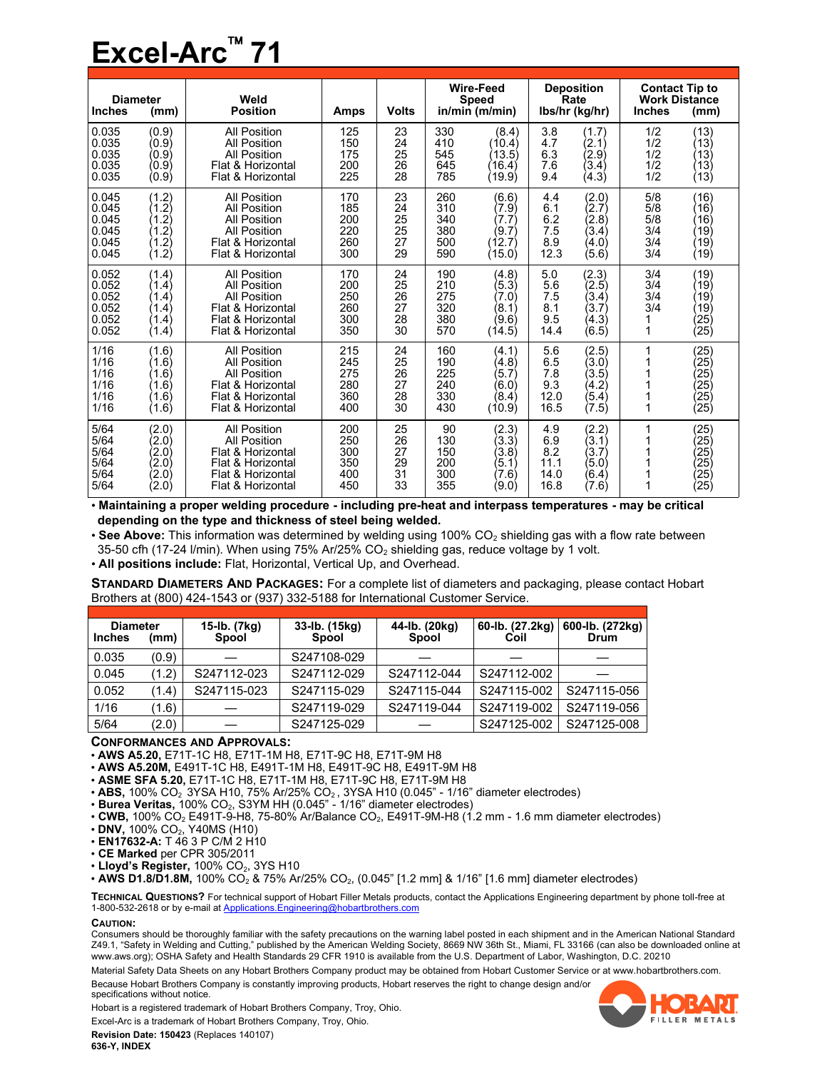# Excel-Arc™ 71

| Diameter Inches | (mm) | Weld Position | Amps | Volts | Wire-Feed Speed in/min | (m/min) | Deposition Rate lbs/hr | (kg/hr) | Contact Tip to Work Distance Inches | (mm) |
|---|---|---|---|---|---|---|---|---|---|---|
| 0.035 | (0.9) | All Position | 125 | 23 | 330 | (8.4) | 3.8 | (1.7) | 1/2 | (13) |
| 0.035 | (0.9) | All Position | 150 | 24 | 410 | (10.4) | 4.7 | (2.1) | 1/2 | (13) |
| 0.035 | (0.9) | All Position | 175 | 25 | 545 | (13.5) | 6.3 | (2.9) | 1/2 | (13) |
| 0.035 | (0.9) | Flat & Horizontal | 200 | 26 | 645 | (16.4) | 7.6 | (3.4) | 1/2 | (13) |
| 0.035 | (0.9) | Flat & Horizontal | 225 | 28 | 785 | (19.9) | 9.4 | (4.3) | 1/2 | (13) |
| 0.045 | (1.2) | All Position | 170 | 23 | 260 | (6.6) | 4.4 | (2.0) | 5/8 | (16) |
| 0.045 | (1.2) | All Position | 185 | 24 | 310 | (7.9) | 6.1 | (2.7) | 5/8 | (16) |
| 0.045 | (1.2) | All Position | 200 | 25 | 340 | (7.7) | 6.2 | (2.8) | 5/8 | (16) |
| 0.045 | (1.2) | All Position | 220 | 25 | 380 | (9.7) | 7.5 | (3.4) | 3/4 | (19) |
| 0.045 | (1.2) | Flat & Horizontal | 260 | 27 | 500 | (12.7) | 8.9 | (4.0) | 3/4 | (19) |
| 0.045 | (1.2) | Flat & Horizontal | 300 | 29 | 590 | (15.0) | 12.3 | (5.6) | 3/4 | (19) |
| 0.052 | (1.4) | All Position | 170 | 24 | 190 | (4.8) | 5.0 | (2.3) | 3/4 | (19) |
| 0.052 | (1.4) | All Position | 200 | 25 | 210 | (5.3) | 5.6 | (2.5) | 3/4 | (19) |
| 0.052 | (1.4) | All Position | 250 | 26 | 275 | (7.0) | 7.5 | (3.4) | 3/4 | (19) |
| 0.052 | (1.4) | Flat & Horizontal | 260 | 27 | 320 | (8.1) | 8.1 | (3.7) | 3/4 | (19) |
| 0.052 | (1.4) | Flat & Horizontal | 300 | 28 | 380 | (9.6) | 9.5 | (4.3) | 1 | (25) |
| 0.052 | (1.4) | Flat & Horizontal | 350 | 30 | 570 | (14.5) | 14.4 | (6.5) | 1 | (25) |
| 1/16 | (1.6) | All Position | 215 | 24 | 160 | (4.1) | 5.6 | (2.5) | 1 | (25) |
| 1/16 | (1.6) | All Position | 245 | 25 | 190 | (4.8) | 6.5 | (3.0) | 1 | (25) |
| 1/16 | (1.6) | All Position | 275 | 26 | 225 | (5.7) | 7.8 | (3.5) | 1 | (25) |
| 1/16 | (1.6) | Flat & Horizontal | 280 | 27 | 240 | (6.0) | 9.3 | (4.2) | 1 | (25) |
| 1/16 | (1.6) | Flat & Horizontal | 360 | 28 | 330 | (8.4) | 12.0 | (5.4) | 1 | (25) |
| 1/16 | (1.6) | Flat & Horizontal | 400 | 30 | 430 | (10.9) | 16.5 | (7.5) | 1 | (25) |
| 5/64 | (2.0) | All Position | 200 | 25 | 90 | (2.3) | 4.9 | (2.2) | 1 | (25) |
| 5/64 | (2.0) | All Position | 250 | 26 | 130 | (3.3) | 6.9 | (3.1) | 1 | (25) |
| 5/64 | (2.0) | Flat & Horizontal | 300 | 27 | 150 | (3.8) | 8.2 | (3.7) | 1 | (25) |
| 5/64 | (2.0) | Flat & Horizontal | 350 | 29 | 200 | (5.1) | 11.1 | (5.0) | 1 | (25) |
| 5/64 | (2.0) | Flat & Horizontal | 400 | 31 | 300 | (7.6) | 14.0 | (6.4) | 1 | (25) |
| 5/64 | (2.0) | Flat & Horizontal | 450 | 33 | 355 | (9.0) | 16.8 | (7.6) | 1 | (25) |

- **Maintaining a proper welding procedure - including pre-heat and interpass temperatures - may be critical depending on the type and thickness of steel being welded.**
- **See Above:** This information was determined by welding using 100% $CO_2$ shielding gas with a flow rate between 35-50 cfh (17-24 l/min). When using 75% Ar/25% $CO_2$ shielding gas, reduce voltage by 1 volt.
- **All positions include:** Flat, Horizontal, Vertical Up, and Overhead.

**STANDARD DIAMETERS AND PACKAGES:** For a complete list of diameters and packaging, please contact Hobart Brothers at (800) 424-1543 or (937) 332-5188 for International Customer Service.

| Diameter Inches | (mm) | 15-lb. (7kg) Spool | 33-lb. (15kg) Spool | 44-lb. (20kg) Spool | 60-lb. (27.2kg) Coil | 600-lb. (272kg) Drum |
|---|---|---|---|---|---|---|
| 0.035 | (0.9) | — | S247108-029 | — | — | — |
| 0.045 | (1.2) | S247112-023 | S247112-029 | S247112-044 | S247112-002 | — |
| 0.052 | (1.4) | S247115-023 | S247115-029 | S247115-044 | S247115-002 | S247115-056 |
| 1/16 | (1.6) | — | S247119-029 | S247119-044 | S247119-002 | S247119-056 |
| 5/64 | (2.0) | — | S247125-029 | — | S247125-002 | S247125-008 |

**CONFORMANCES AND APPROVALS:**

- **AWS A5.20,** E71T-1C H8, E71T-1M H8, E71T-9C H8, E71T-9M H8
- **AWS A5.20M,** E491T-1C H8, E491T-1M H8, E491T-9C H8, E491T-9M H8
- **ASME SFA 5.20,** E71T-1C H8, E71T-1M H8, E71T-9C H8, E71T-9M H8
- **ABS,** 100% $CO_2$ 3YSA H10, 75% Ar/25% $CO_2$, 3YSA H10 (0.045" - 1/16" diameter electrodes)
- **Burea Veritas,** 100% $CO_2$, S3YM HH (0.045" - 1/16" diameter electrodes)
- **CWB,** 100% $CO_2$ E491T-9-H8, 75-80% Ar/Balance $CO_2$, E491T-9M-H8 (1.2 mm - 1.6 mm diameter electrodes)
- **DNV,** 100% $CO_2$, Y40MS (H10)
- **EN17632-A:** T 46 3 P C/M 2 H10
- **CE Marked** per CPR 305/2011
- **Lloyd's Register,** 100% $CO_2$, 3YS H10
- **AWS D1.8/D1.8M,** 100% $CO_2$ & 75% Ar/25% $CO_2$, (0.045" [1.2 mm] & 1/16" [1.6 mm] diameter electrodes)

**TECHNICAL QUESTIONS?** For technical support of Hobart Filler Metals products, contact the Applications Engineering department by phone toll-free at 1-800-532-2618 or by e-mail at Applications.Engineering@hobartbrothers.com

**CAUTION:**

Consumers should be thoroughly familiar with the safety precautions on the warning label posted in each shipment and in the American National Standard Z49.1, "Safety in Welding and Cutting," published by the American Welding Society, 8669 NW 36th St., Miami, FL 33166 (can also be downloaded online at www.aws.org); OSHA Safety and Health Standards 29 CFR 1910 is available from the U.S. Department of Labor, Washington, D.C. 20210

Material Safety Data Sheets on any Hobart Brothers Company product may be obtained from Hobart Customer Service or at www.hobartbrothers.com.

Because Hobart Brothers Company is constantly improving products, Hobart reserves the right to change design and/or specifications without notice.

Hobart is a registered trademark of Hobart Brothers Company, Troy, Ohio.

Excel-Arc is a trademark of Hobart Brothers Company, Troy, Ohio.

**Revision Date: 150423** (Replaces 140107)

**636-Y, INDEX**

HOBART FILLER METALS